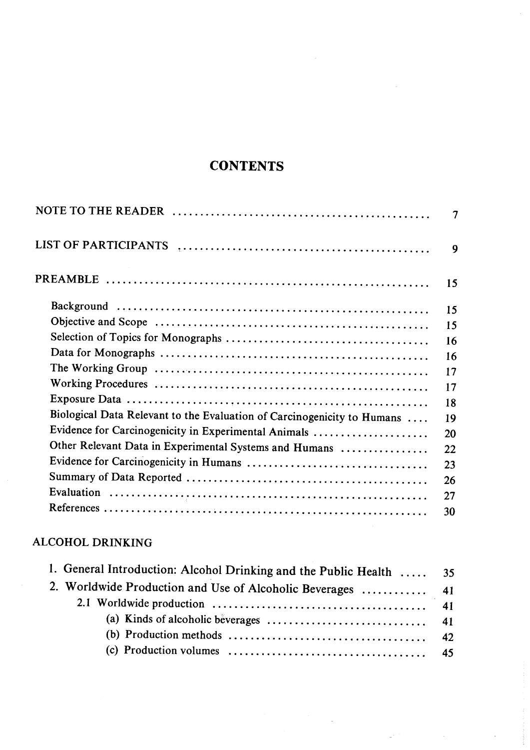# CONTENTS

| | |
|---|---|
| NOTE TO THE READER | 7 |
| LIST OF PARTICIPANTS | 9 |
| PREAMBLE | 15 |
| Background | 15 |
| Objective and Scope | 15 |
| Selection of Topics for Monographs | 16 |
| Data for Monographs | 16 |
| The Working Group | 17 |
| Working Procedures | 17 |
| Exposure Data | 18 |
| Biological Data Relevant to the Evaluation of Carcinogenicity to Humans | 19 |
| Evidence for Carcinogenicity in Experimental Animals | 20 |
| Other Relevant Data in Experimental Systems and Humans | 22 |
| Evidence for Carcinogenicity in Humans | 23 |
| Summary of Data Reported | 26 |
| Evaluation | 27 |
| References | 30 |

## ALCOHOL DRINKING

| | |
|---|---|
| 1. General Introduction: Alcohol Drinking and the Public Health | 35 |
| 2. Worldwide Production and Use of Alcoholic Beverages | 41 |
| 2.1 Worldwide production | 41 |
| (a) Kinds of alcoholic beverages | 41 |
| (b) Production methods | 42 |
| (c) Production volumes | 45 |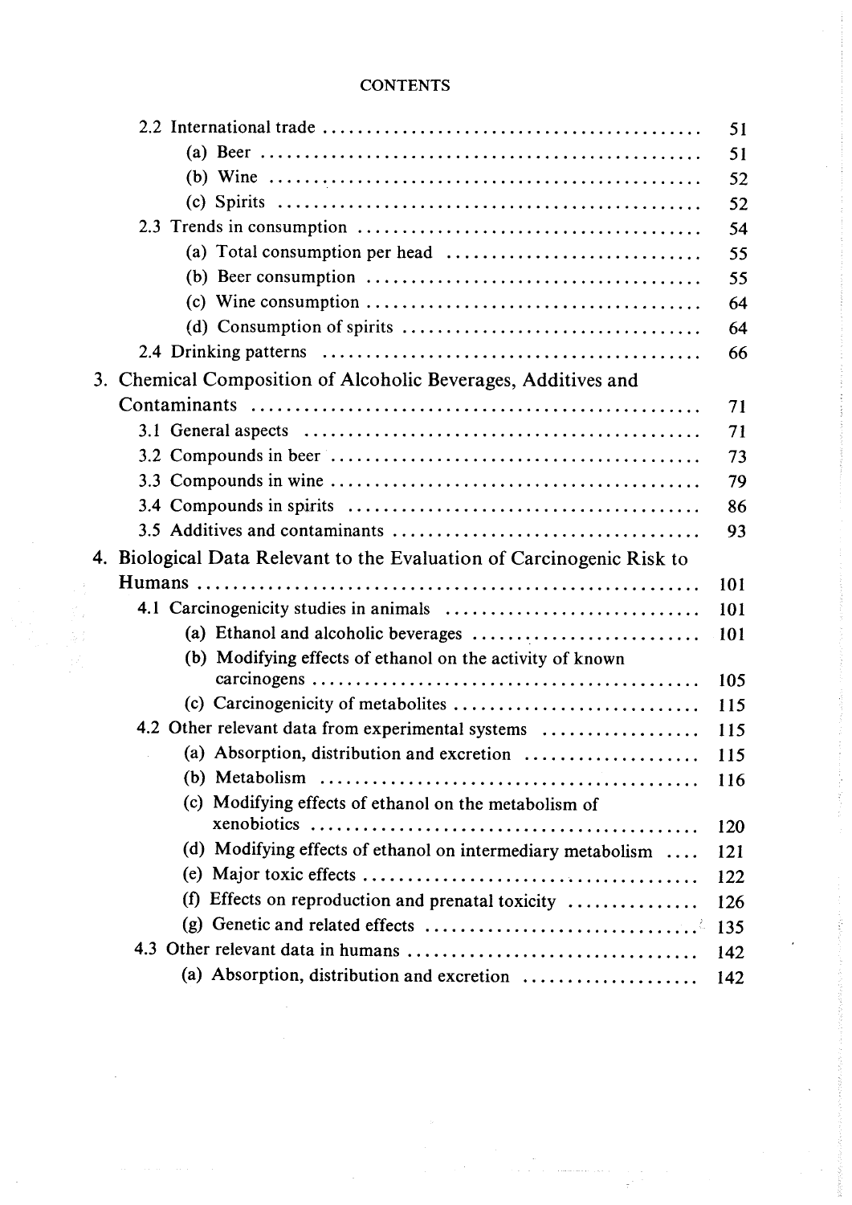CONTENTS

- 2.2 International trade .......... 51
  - (a) Beer .......... 51
  - (b) Wine .......... 52
  - (c) Spirits .......... 52
- 2.3 Trends in consumption .......... 54
  - (a) Total consumption per head .......... 55
  - (b) Beer consumption .......... 55
  - (c) Wine consumption .......... 64
  - (d) Consumption of spirits .......... 64
- 2.4 Drinking patterns .......... 66

3. Chemical Composition of Alcoholic Beverages, Additives and Contaminants .......... 71
   - 3.1 General aspects .......... 71
   - 3.2 Compounds in beer .......... 73
   - 3.3 Compounds in wine .......... 79
   - 3.4 Compounds in spirits .......... 86
   - 3.5 Additives and contaminants .......... 93

4. Biological Data Relevant to the Evaluation of Carcinogenic Risk to Humans .......... 101
   - 4.1 Carcinogenicity studies in animals .......... 101
     - (a) Ethanol and alcoholic beverages .......... 101
     - (b) Modifying effects of ethanol on the activity of known carcinogens .......... 105
     - (c) Carcinogenicity of metabolites .......... 115
   - 4.2 Other relevant data from experimental systems .......... 115
     - (a) Absorption, distribution and excretion .......... 115
     - (b) Metabolism .......... 116
     - (c) Modifying effects of ethanol on the metabolism of xenobiotics .......... 120
     - (d) Modifying effects of ethanol on intermediary metabolism .......... 121
     - (e) Major toxic effects .......... 122
     - (f) Effects on reproduction and prenatal toxicity .......... 126
     - (g) Genetic and related effects .......... 135
   - 4.3 Other relevant data in humans .......... 142
     - (a) Absorption, distribution and excretion .......... 142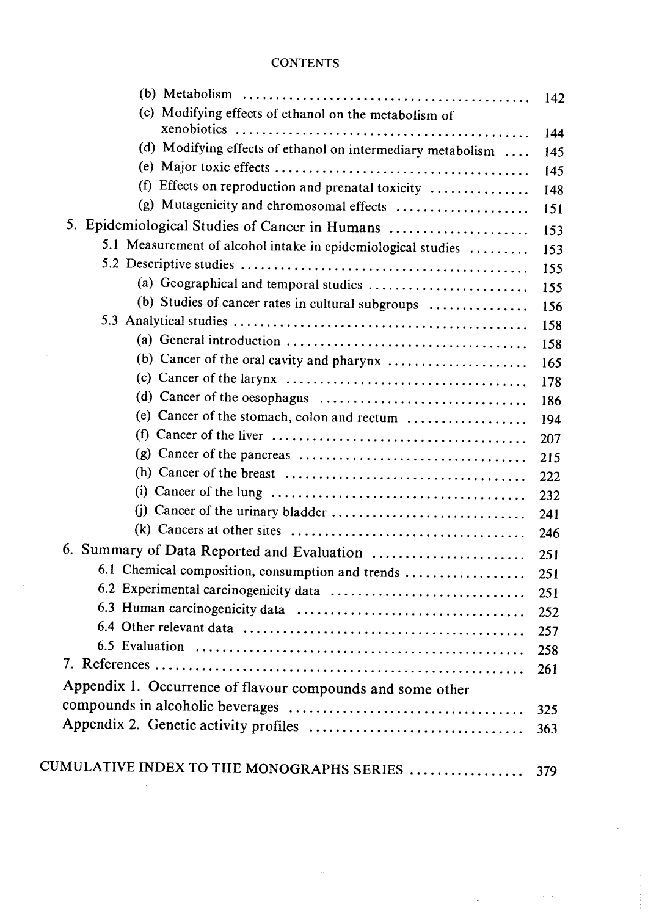CONTENTS

(b) Metabolism .......................................... 142

(c) Modifying effects of ethanol on the metabolism of xenobiotics .......................................... 144

(d) Modifying effects of ethanol on intermediary metabolism .... 145

(e) Major toxic effects .......................................... 145

(f) Effects on reproduction and prenatal toxicity .............. 148

(g) Mutagenicity and chromosomal effects .................... 151

5. Epidemiological Studies of Cancer in Humans .................... 153

5.1 Measurement of alcohol intake in epidemiological studies ......... 153

5.2 Descriptive studies .......................................... 155

(a) Geographical and temporal studies ........................ 155

(b) Studies of cancer rates in cultural subgroups .............. 156

5.3 Analytical studies .......................................... 158

(a) General introduction .......................................... 158

(b) Cancer of the oral cavity and pharynx .................... 165

(c) Cancer of the larynx .......................................... 178

(d) Cancer of the oesophagus .......................................... 186

(e) Cancer of the stomach, colon and rectum .................. 194

(f) Cancer of the liver .......................................... 207

(g) Cancer of the pancreas .......................................... 215

(h) Cancer of the breast .......................................... 222

(i) Cancer of the lung .......................................... 232

(j) Cancer of the urinary bladder .......................................... 241

(k) Cancers at other sites .......................................... 246

6. Summary of Data Reported and Evaluation .......................... 251

6.1 Chemical composition, consumption and trends .................. 251

6.2 Experimental carcinogenicity data .......................................... 251

6.3 Human carcinogenicity data .......................................... 252

6.4 Other relevant data .......................................... 257

6.5 Evaluation .......................................... 258

7. References .......................................... 261

Appendix 1. Occurrence of flavour compounds and some other compounds in alcoholic beverages .......................................... 325

Appendix 2. Genetic activity profiles .......................................... 363

CUMULATIVE INDEX TO THE MONOGRAPHS SERIES .................. 379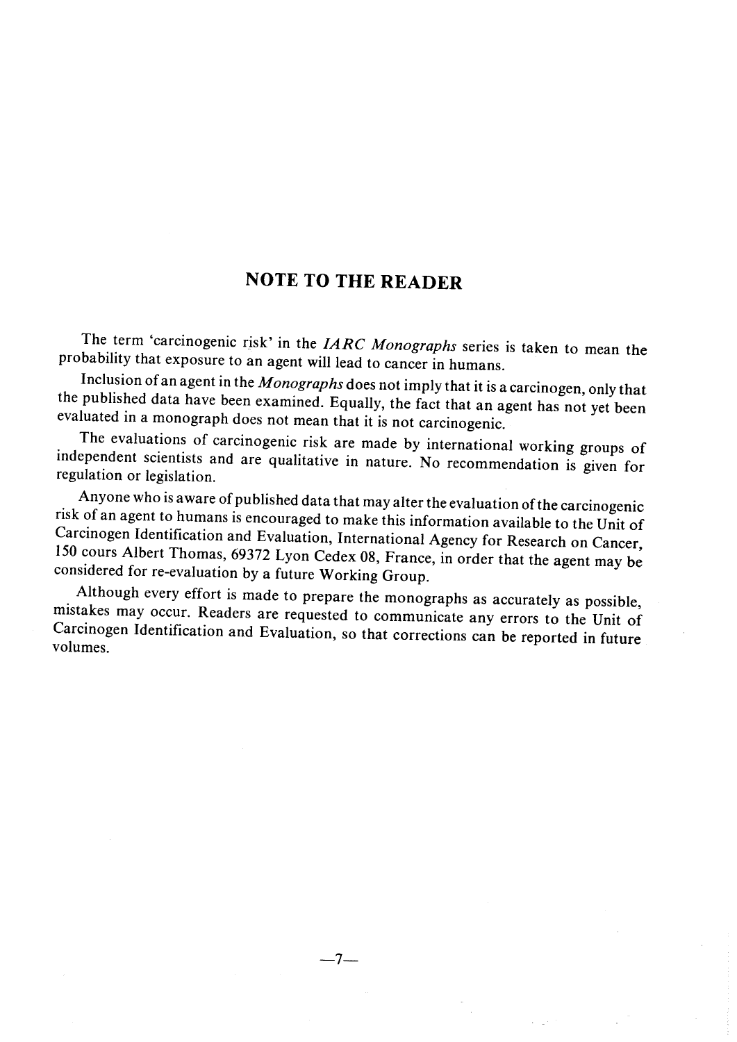## NOTE TO THE READER

The term 'carcinogenic risk' in the *IARC Monographs* series is taken to mean the probability that exposure to an agent will lead to cancer in humans.

Inclusion of an agent in the *Monographs* does not imply that it is a carcinogen, only that the published data have been examined. Equally, the fact that an agent has not yet been evaluated in a monograph does not mean that it is not carcinogenic.

The evaluations of carcinogenic risk are made by international working groups of independent scientists and are qualitative in nature. No recommendation is given for regulation or legislation.

Anyone who is aware of published data that may alter the evaluation of the carcinogenic risk of an agent to humans is encouraged to make this information available to the Unit of Carcinogen Identification and Evaluation, International Agency for Research on Cancer, 150 cours Albert Thomas, 69372 Lyon Cedex 08, France, in order that the agent may be considered for re-evaluation by a future Working Group.

Although every effort is made to prepare the monographs as accurately as possible, mistakes may occur. Readers are requested to communicate any errors to the Unit of Carcinogen Identification and Evaluation, so that corrections can be reported in future volumes.